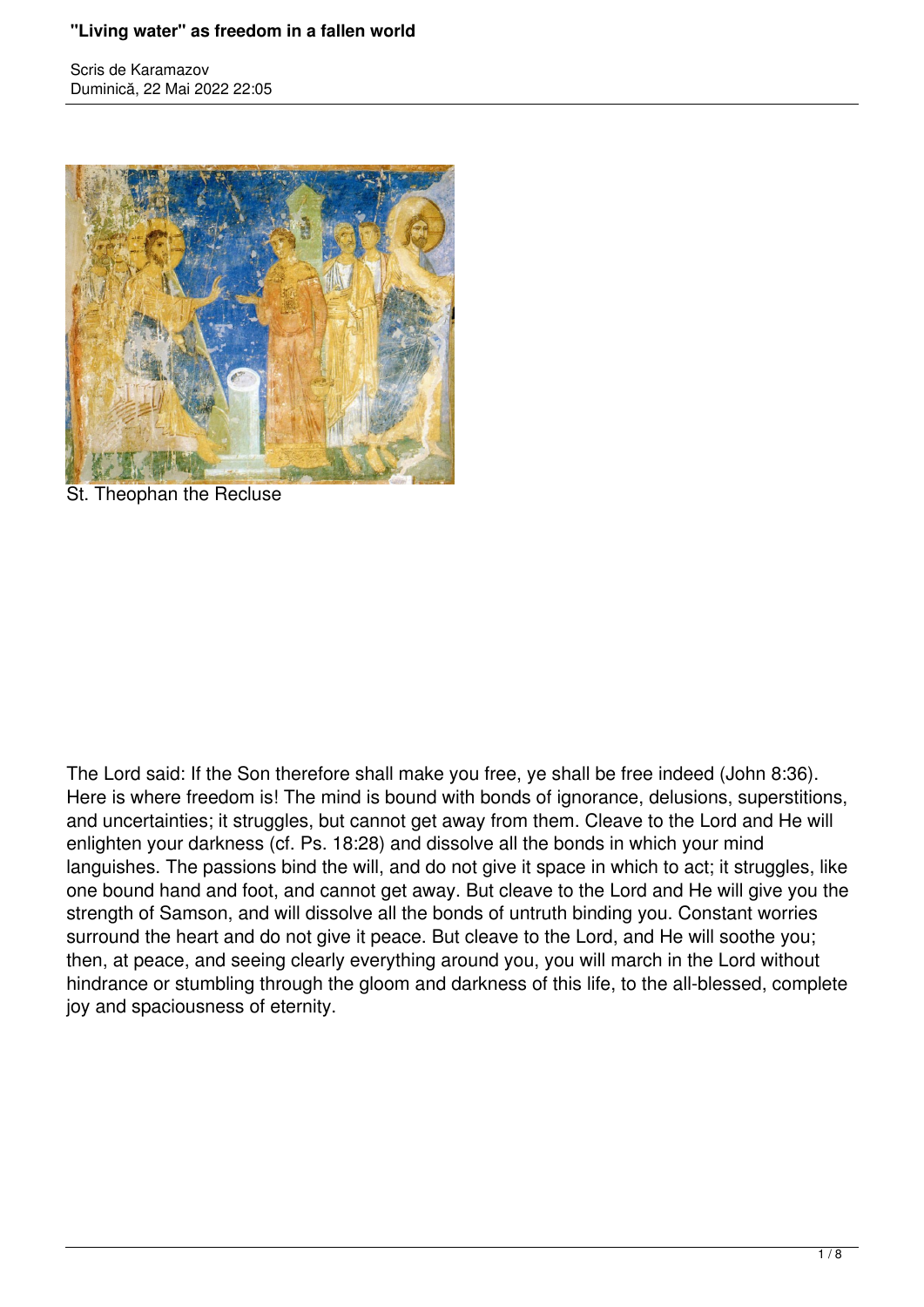# "Living water" as freedom in a fallen world

Scris de Karamazov
Duminică, 22 Mai 2022 22:05

St. Theophan the Recluse

The Lord said: If the Son therefore shall make you free, ye shall be free indeed (John 8:36). Here is where freedom is! The mind is bound with bonds of ignorance, delusions, superstitions, and uncertainties; it struggles, but cannot get away from them. Cleave to the Lord and He will enlighten your darkness (cf. Ps. 18:28) and dissolve all the bonds in which your mind languishes. The passions bind the will, and do not give it space in which to act; it struggles, like one bound hand and foot, and cannot get away. But cleave to the Lord and He will give you the strength of Samson, and will dissolve all the bonds of untruth binding you. Constant worries surround the heart and do not give it peace. But cleave to the Lord, and He will soothe you; then, at peace, and seeing clearly everything around you, you will march in the Lord without hindrance or stumbling through the gloom and darkness of this life, to the all-blessed, complete joy and spaciousness of eternity.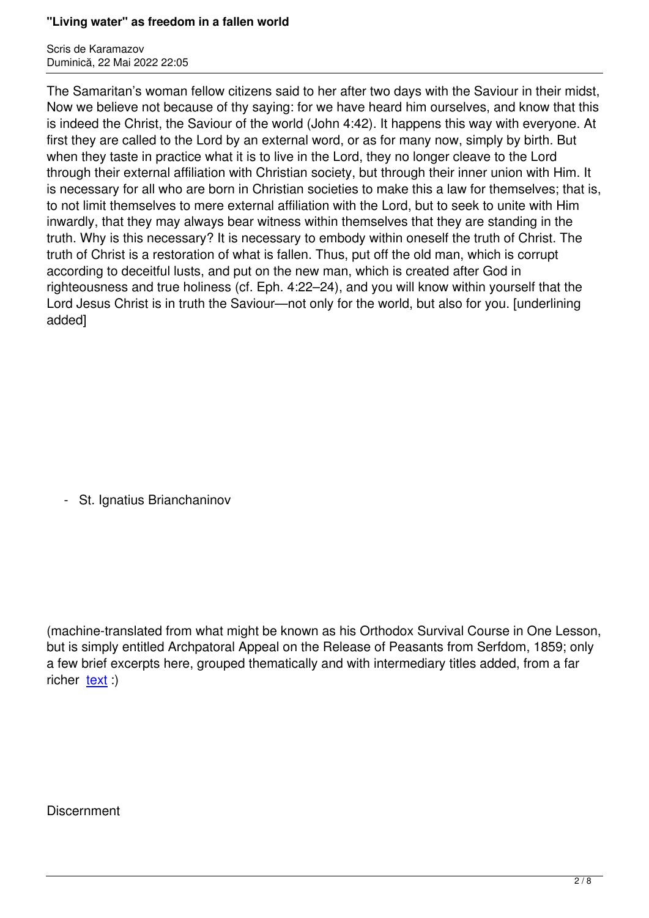The Samaritan's woman fellow citizens said to her after two days with the Saviour in their midst, Now we believe not because of thy saying: for we have heard him ourselves, and know that this is indeed the Christ, the Saviour of the world (John 4:42). It happens this way with everyone. At first they are called to the Lord by an external word, or as for many now, simply by birth. But when they taste in practice what it is to live in the Lord, they no longer cleave to the Lord through their external affiliation with Christian society, but through their inner union with Him. It is necessary for all who are born in Christian societies to make this a law for themselves; that is, to not limit themselves to mere external affiliation with the Lord, but to seek to unite with Him inwardly, that they may always bear witness within themselves that they are standing in the truth. Why is this necessary? It is necessary to embody within oneself the truth of Christ. The truth of Christ is a restoration of what is fallen. Thus, put off the old man, which is corrupt according to deceitful lusts, and put on the new man, which is created after God in righteousness and true holiness (cf. Eph. 4:22–24), and you will know within yourself that the Lord Jesus Christ is in truth the Saviour—not only for the world, but also for you. [underlining added]

- St. Ignatius Brianchaninov

(machine-translated from what might be known as his Orthodox Survival Course in One Lesson, but is simply entitled Archpatoral Appeal on the Release of Peasants from Serfdom, 1859; only a few brief excerpts here, grouped thematically and with intermediary titles added, from a far richer text :)

## Discernment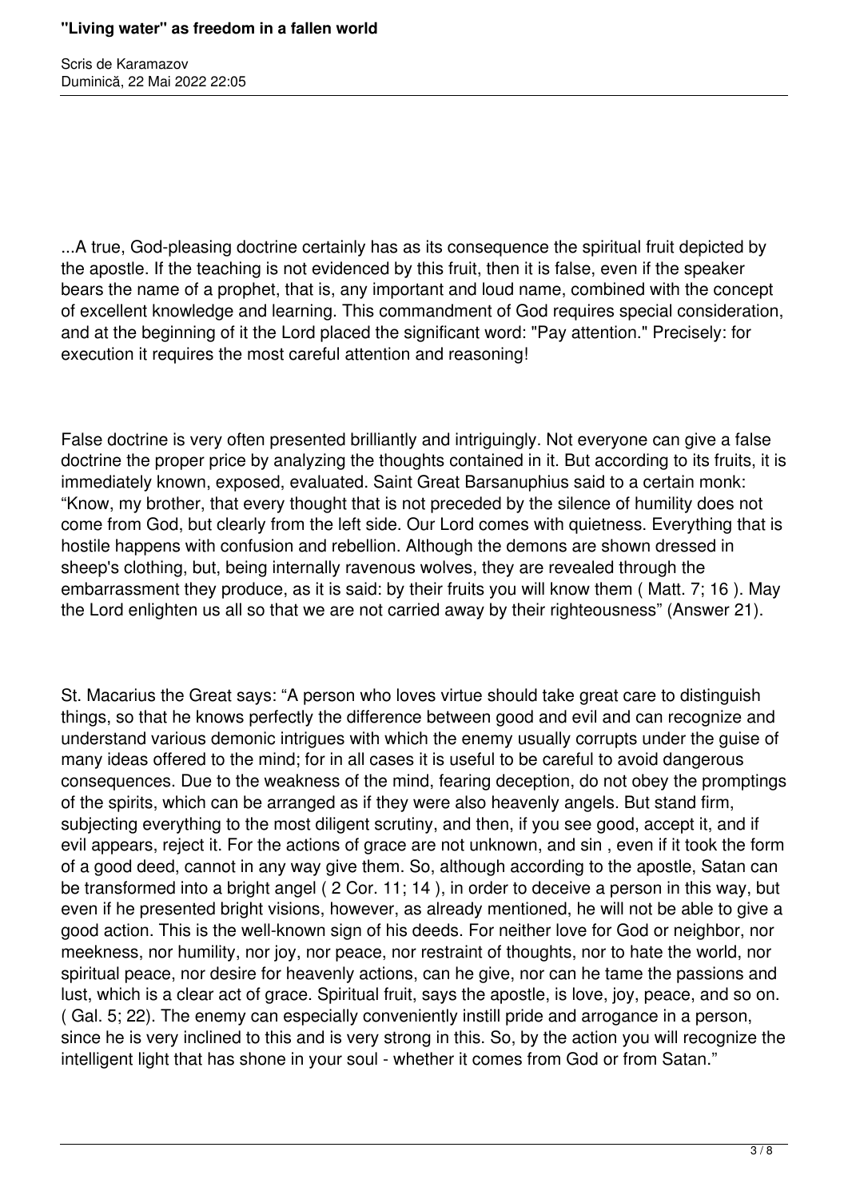...A true, God-pleasing doctrine certainly has as its consequence the spiritual fruit depicted by the apostle. If the teaching is not evidenced by this fruit, then it is false, even if the speaker bears the name of a prophet, that is, any important and loud name, combined with the concept of excellent knowledge and learning. This commandment of God requires special consideration, and at the beginning of it the Lord placed the significant word: "Pay attention." Precisely: for execution it requires the most careful attention and reasoning!

False doctrine is very often presented brilliantly and intriguingly. Not everyone can give a false doctrine the proper price by analyzing the thoughts contained in it. But according to its fruits, it is immediately known, exposed, evaluated. Saint Great Barsanuphius said to a certain monk: “Know, my brother, that every thought that is not preceded by the silence of humility does not come from God, but clearly from the left side. Our Lord comes with quietness. Everything that is hostile happens with confusion and rebellion. Although the demons are shown dressed in sheep's clothing, but, being internally ravenous wolves, they are revealed through the embarrassment they produce, as it is said: by their fruits you will know them ( Matt. 7; 16 ). May the Lord enlighten us all so that we are not carried away by their righteousness” (Answer 21).

St. Macarius the Great says: “A person who loves virtue should take great care to distinguish things, so that he knows perfectly the difference between good and evil and can recognize and understand various demonic intrigues with which the enemy usually corrupts under the guise of many ideas offered to the mind; for in all cases it is useful to be careful to avoid dangerous consequences. Due to the weakness of the mind, fearing deception, do not obey the promptings of the spirits, which can be arranged as if they were also heavenly angels. But stand firm, subjecting everything to the most diligent scrutiny, and then, if you see good, accept it, and if evil appears, reject it. For the actions of grace are not unknown, and sin , even if it took the form of a good deed, cannot in any way give them. So, although according to the apostle, Satan can be transformed into a bright angel ( 2 Cor. 11; 14 ), in order to deceive a person in this way, but even if he presented bright visions, however, as already mentioned, he will not be able to give a good action. This is the well-known sign of his deeds. For neither love for God or neighbor, nor meekness, nor humility, nor joy, nor peace, nor restraint of thoughts, nor to hate the world, nor spiritual peace, nor desire for heavenly actions, can he give, nor can he tame the passions and lust, which is a clear act of grace. Spiritual fruit, says the apostle, is love, joy, peace, and so on. ( Gal. 5; 22). The enemy can especially conveniently instill pride and arrogance in a person, since he is very inclined to this and is very strong in this. So, by the action you will recognize the intelligent light that has shone in your soul - whether it comes from God or from Satan.”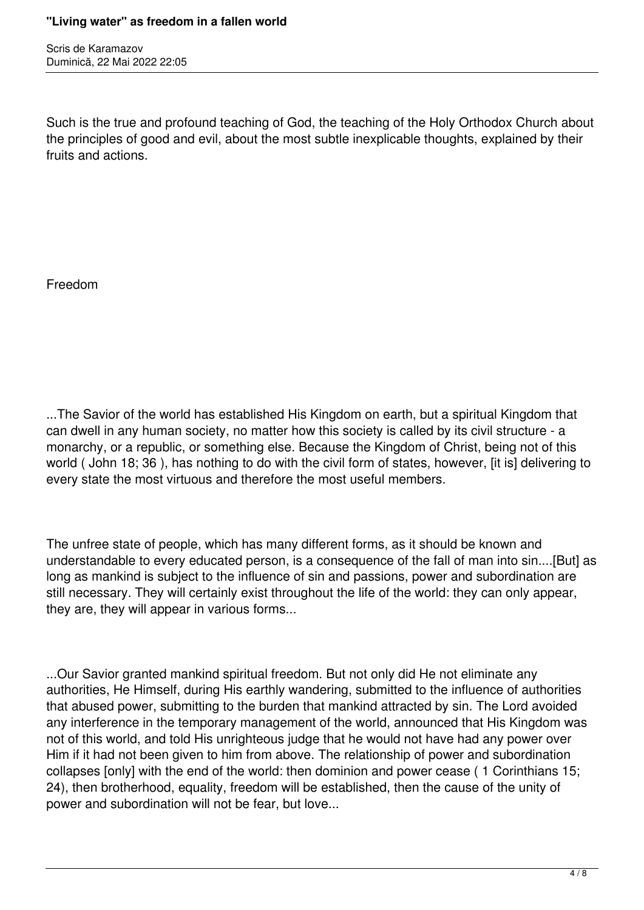Such is the true and profound teaching of God, the teaching of the Holy Orthodox Church about the principles of good and evil, about the most subtle inexplicable thoughts, explained by their fruits and actions.

## Freedom

...The Savior of the world has established His Kingdom on earth, but a spiritual Kingdom that can dwell in any human society, no matter how this society is called by its civil structure - a monarchy, or a republic, or something else. Because the Kingdom of Christ, being not of this world ( John 18; 36 ), has nothing to do with the civil form of states, however, [it is] delivering to every state the most virtuous and therefore the most useful members.

The unfree state of people, which has many different forms, as it should be known and understandable to every educated person, is a consequence of the fall of man into sin....[But] as long as mankind is subject to the influence of sin and passions, power and subordination are still necessary. They will certainly exist throughout the life of the world: they can only appear, they are, they will appear in various forms...

...Our Savior granted mankind spiritual freedom. But not only did He not eliminate any authorities, He Himself, during His earthly wandering, submitted to the influence of authorities that abused power, submitting to the burden that mankind attracted by sin. The Lord avoided any interference in the temporary management of the world, announced that His Kingdom was not of this world, and told His unrighteous judge that he would not have had any power over Him if it had not been given to him from above. The relationship of power and subordination collapses [only] with the end of the world: then dominion and power cease ( 1 Corinthians 15; 24), then brotherhood, equality, freedom will be established, then the cause of the unity of power and subordination will not be fear, but love...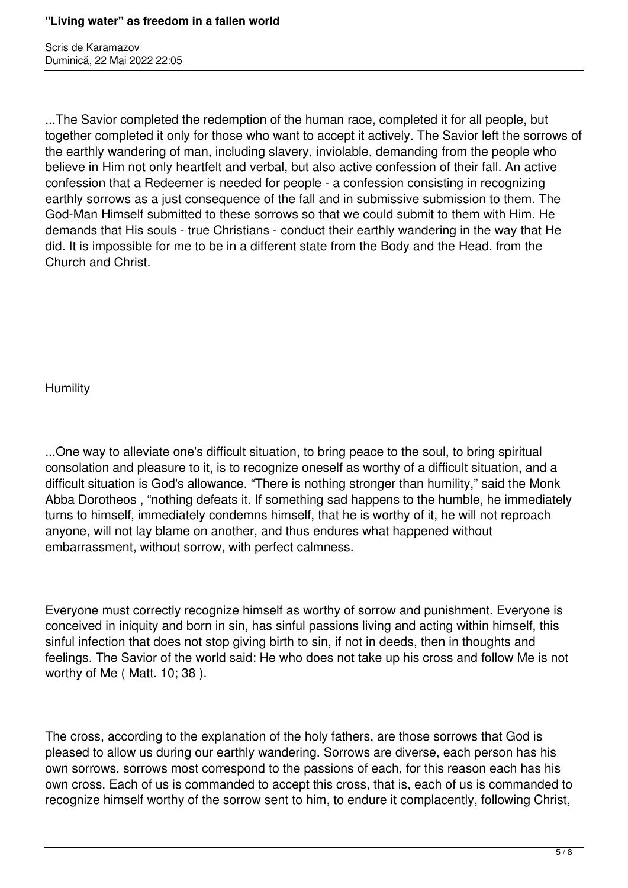...The Savior completed the redemption of the human race, completed it for all people, but together completed it only for those who want to accept it actively. The Savior left the sorrows of the earthly wandering of man, including slavery, inviolable, demanding from the people who believe in Him not only heartfelt and verbal, but also active confession of their fall. An active confession that a Redeemer is needed for people - a confession consisting in recognizing earthly sorrows as a just consequence of the fall and in submissive submission to them. The God-Man Himself submitted to these sorrows so that we could submit to them with Him. He demands that His souls - true Christians - conduct their earthly wandering in the way that He did. It is impossible for me to be in a different state from the Body and the Head, from the Church and Christ.

## Humility

...One way to alleviate one's difficult situation, to bring peace to the soul, to bring spiritual consolation and pleasure to it, is to recognize oneself as worthy of a difficult situation, and a difficult situation is God's allowance. "There is nothing stronger than humility," said the Monk Abba Dorotheos , "nothing defeats it. If something sad happens to the humble, he immediately turns to himself, immediately condemns himself, that he is worthy of it, he will not reproach anyone, will not lay blame on another, and thus endures what happened without embarrassment, without sorrow, with perfect calmness.

Everyone must correctly recognize himself as worthy of sorrow and punishment. Everyone is conceived in iniquity and born in sin, has sinful passions living and acting within himself, this sinful infection that does not stop giving birth to sin, if not in deeds, then in thoughts and feelings. The Savior of the world said: He who does not take up his cross and follow Me is not worthy of Me ( Matt. 10; 38 ).

The cross, according to the explanation of the holy fathers, are those sorrows that God is pleased to allow us during our earthly wandering. Sorrows are diverse, each person has his own sorrows, sorrows most correspond to the passions of each, for this reason each has his own cross. Each of us is commanded to accept this cross, that is, each of us is commanded to recognize himself worthy of the sorrow sent to him, to endure it complacently, following Christ,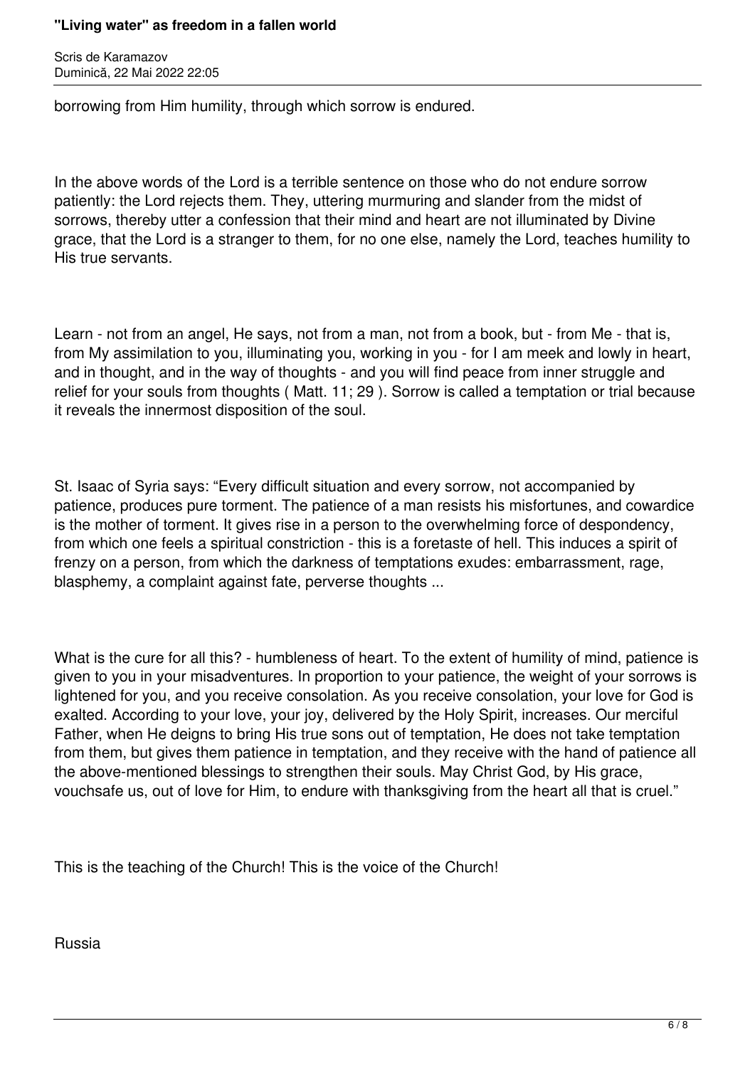borrowing from Him humility, through which sorrow is endured.

In the above words of the Lord is a terrible sentence on those who do not endure sorrow patiently: the Lord rejects them. They, uttering murmuring and slander from the midst of sorrows, thereby utter a confession that their mind and heart are not illuminated by Divine grace, that the Lord is a stranger to them, for no one else, namely the Lord, teaches humility to His true servants.

Learn - not from an angel, He says, not from a man, not from a book, but - from Me - that is, from My assimilation to you, illuminating you, working in you - for I am meek and lowly in heart, and in thought, and in the way of thoughts - and you will find peace from inner struggle and relief for your souls from thoughts ( Matt. 11; 29 ). Sorrow is called a temptation or trial because it reveals the innermost disposition of the soul.

St. Isaac of Syria says: "Every difficult situation and every sorrow, not accompanied by patience, produces pure torment. The patience of a man resists his misfortunes, and cowardice is the mother of torment. It gives rise in a person to the overwhelming force of despondency, from which one feels a spiritual constriction - this is a foretaste of hell. This induces a spirit of frenzy on a person, from which the darkness of temptations exudes: embarrassment, rage, blasphemy, a complaint against fate, perverse thoughts ...

What is the cure for all this? - humbleness of heart. To the extent of humility of mind, patience is given to you in your misadventures. In proportion to your patience, the weight of your sorrows is lightened for you, and you receive consolation. As you receive consolation, your love for God is exalted. According to your love, your joy, delivered by the Holy Spirit, increases. Our merciful Father, when He deigns to bring His true sons out of temptation, He does not take temptation from them, but gives them patience in temptation, and they receive with the hand of patience all the above-mentioned blessings to strengthen their souls. May Christ God, by His grace, vouchsafe us, out of love for Him, to endure with thanksgiving from the heart all that is cruel."

This is the teaching of the Church! This is the voice of the Church!

Russia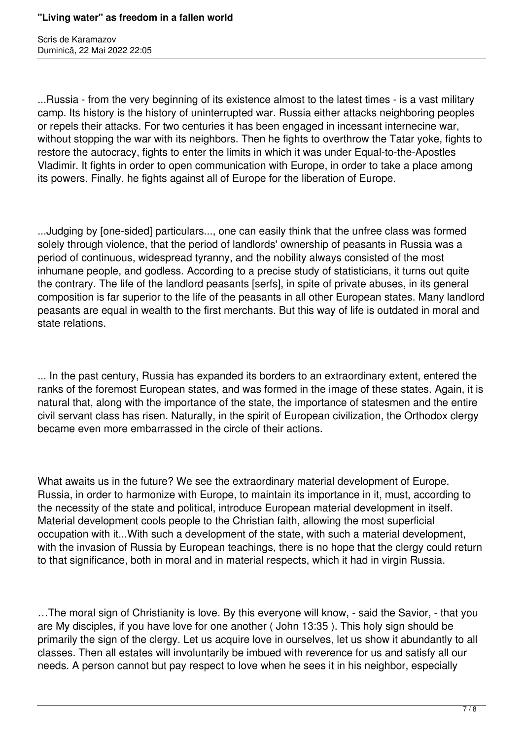...Russia - from the very beginning of its existence almost to the latest times - is a vast military camp. Its history is the history of uninterrupted war. Russia either attacks neighboring peoples or repels their attacks. For two centuries it has been engaged in incessant internecine war, without stopping the war with its neighbors. Then he fights to overthrow the Tatar yoke, fights to restore the autocracy, fights to enter the limits in which it was under Equal-to-the-Apostles Vladimir. It fights in order to open communication with Europe, in order to take a place among its powers. Finally, he fights against all of Europe for the liberation of Europe.

...Judging by [one-sided] particulars..., one can easily think that the unfree class was formed solely through violence, that the period of landlords' ownership of peasants in Russia was a period of continuous, widespread tyranny, and the nobility always consisted of the most inhumane people, and godless. According to a precise study of statisticians, it turns out quite the contrary. The life of the landlord peasants [serfs], in spite of private abuses, in its general composition is far superior to the life of the peasants in all other European states. Many landlord peasants are equal in wealth to the first merchants. But this way of life is outdated in moral and state relations.

... In the past century, Russia has expanded its borders to an extraordinary extent, entered the ranks of the foremost European states, and was formed in the image of these states. Again, it is natural that, along with the importance of the state, the importance of statesmen and the entire civil servant class has risen. Naturally, in the spirit of European civilization, the Orthodox clergy became even more embarrassed in the circle of their actions.

What awaits us in the future? We see the extraordinary material development of Europe. Russia, in order to harmonize with Europe, to maintain its importance in it, must, according to the necessity of the state and political, introduce European material development in itself. Material development cools people to the Christian faith, allowing the most superficial occupation with it...With such a development of the state, with such a material development, with the invasion of Russia by European teachings, there is no hope that the clergy could return to that significance, both in moral and in material respects, which it had in virgin Russia.

…The moral sign of Christianity is love. By this everyone will know, - said the Savior, - that you are My disciples, if you have love for one another ( John 13:35 ). This holy sign should be primarily the sign of the clergy. Let us acquire love in ourselves, let us show it abundantly to all classes. Then all estates will involuntarily be imbued with reverence for us and satisfy all our needs. A person cannot but pay respect to love when he sees it in his neighbor, especially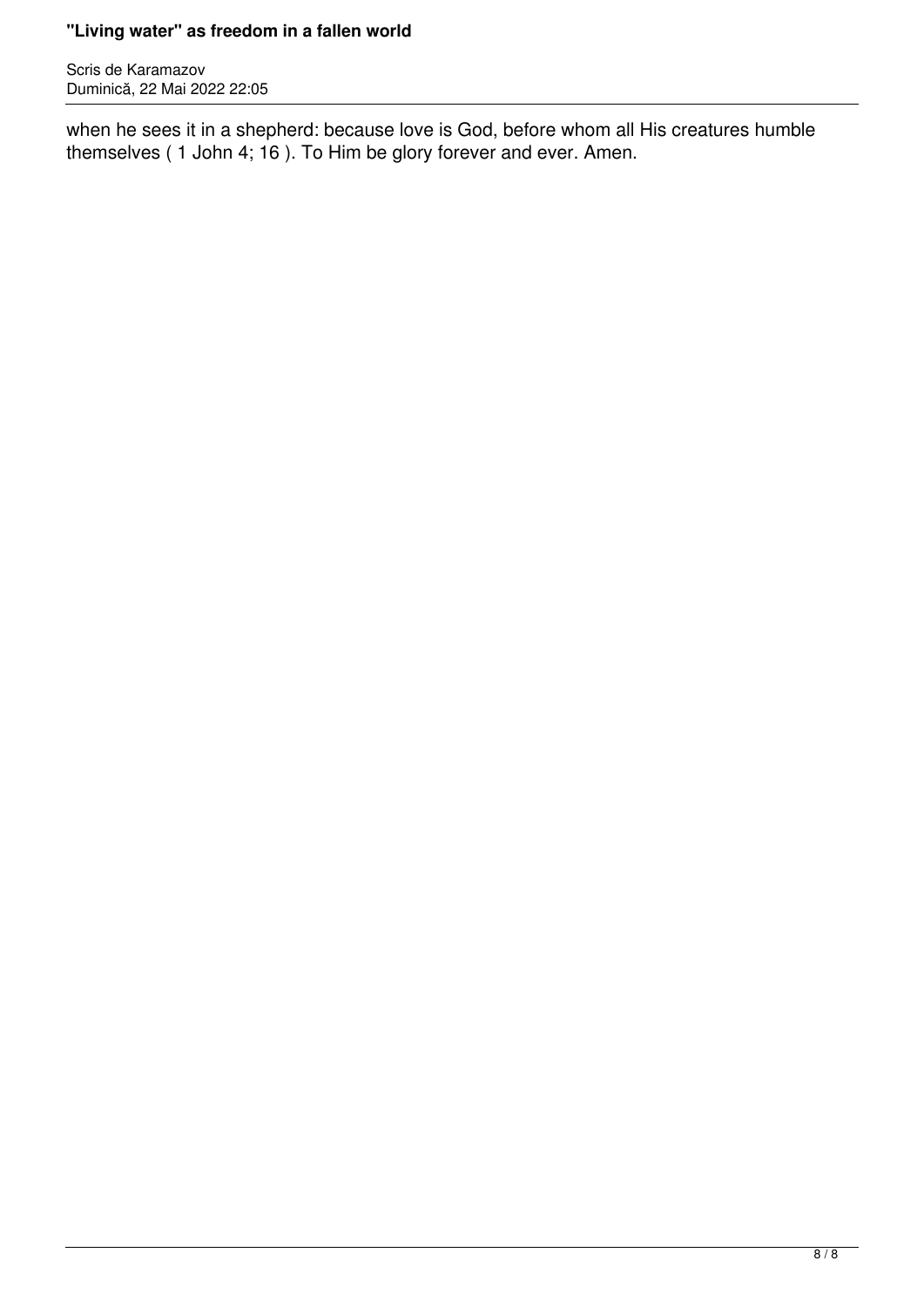when he sees it in a shepherd: because love is God, before whom all His creatures humble themselves ( 1 John 4; 16 ). To Him be glory forever and ever. Amen.